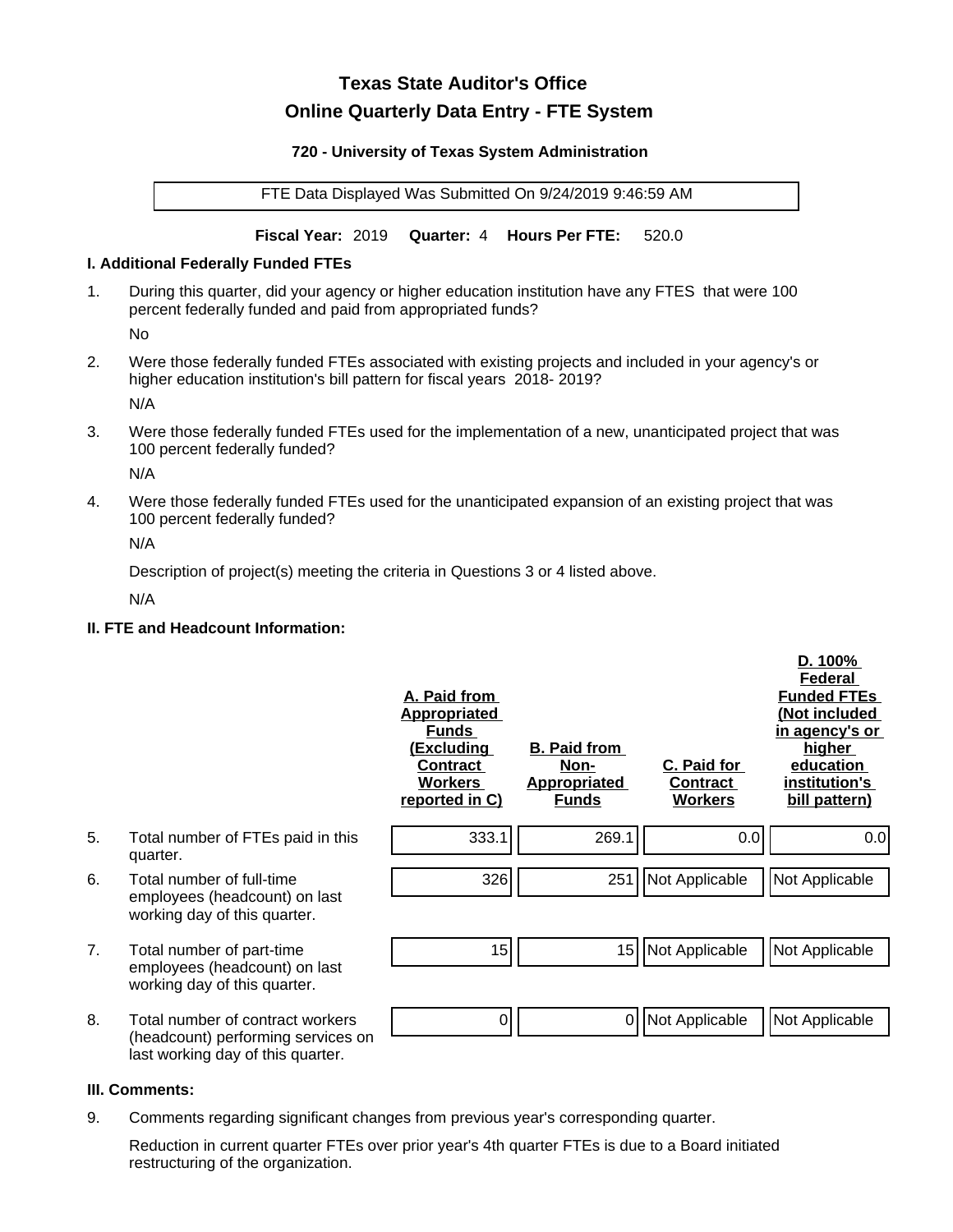# Texas State Auditor's Office

## Online Quarterly Data Entry - FTE System

### 720 - University of Texas System Administration

FTE Data Displayed Was Submitted On 9/24/2019 9:46:59 AM

**Fiscal Year:** 2019 **Quarter:** 4 **Hours Per FTE:** 520.0

### I. Additional Federally Funded FTEs

1. During this quarter, did your agency or higher education institution have any FTES that were 100 percent federally funded and paid from appropriated funds?

   No

2. Were those federally funded FTEs associated with existing projects and included in your agency's or higher education institution's bill pattern for fiscal years 2018- 2019?

   N/A

3. Were those federally funded FTEs used for the implementation of a new, unanticipated project that was 100 percent federally funded?

   N/A

4. Were those federally funded FTEs used for the unanticipated expansion of an existing project that was 100 percent federally funded?

   N/A

   Description of project(s) meeting the criteria in Questions 3 or 4 listed above.

   N/A

### II. FTE and Headcount Information:

| | | A. Paid from Appropriated Funds (Excluding Contract Workers reported in C) | B. Paid from Non-Appropriated Funds | C. Paid for Contract Workers | D. 100% Federal Funded FTEs (Not included in agency's or higher education institution's bill pattern) |
|---|---|---|---|---|---|
| 5. | Total number of FTEs paid in this quarter. | 333.1 | 269.1 | 0.0 | 0.0 |
| 6. | Total number of full-time employees (headcount) on last working day of this quarter. | 326 | 251 | Not Applicable | Not Applicable |
| 7. | Total number of part-time employees (headcount) on last working day of this quarter. | 15 | 15 | Not Applicable | Not Applicable |
| 8. | Total number of contract workers (headcount) performing services on last working day of this quarter. | 0 | 0 | Not Applicable | Not Applicable |

### III. Comments:

9. Comments regarding significant changes from previous year's corresponding quarter.

   Reduction in current quarter FTEs over prior year's 4th quarter FTEs is due to a Board initiated restructuring of the organization.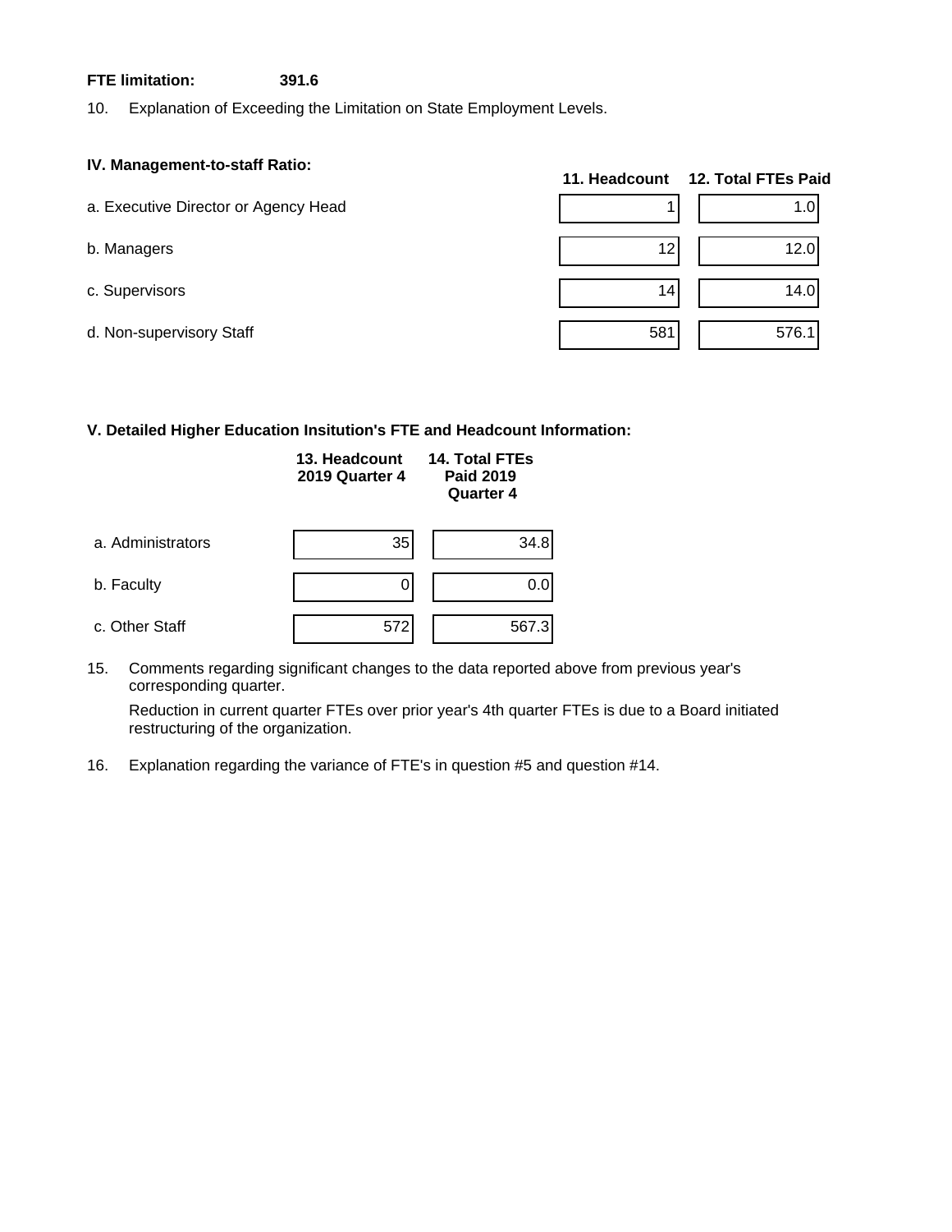**FTE limitation:** **391.6**

10. Explanation of Exceeding the Limitation on State Employment Levels.

**IV. Management-to-staff Ratio:**

| | 11. Headcount | 12. Total FTEs Paid |
|---|---|---|
| a. Executive Director or Agency Head | 1 | 1.0 |
| b. Managers | 12 | 12.0 |
| c. Supervisors | 14 | 14.0 |
| d. Non-supervisory Staff | 581 | 576.1 |

**V. Detailed Higher Education Insitution's FTE and Headcount Information:**

| | 13. Headcount 2019 Quarter 4 | 14. Total FTEs Paid 2019 Quarter 4 |
|---|---|---|
| a. Administrators | 35 | 34.8 |
| b. Faculty | 0 | 0.0 |
| c. Other Staff | 572 | 567.3 |

15. Comments regarding significant changes to the data reported above from previous year's corresponding quarter.

    Reduction in current quarter FTEs over prior year's 4th quarter FTEs is due to a Board initiated restructuring of the organization.

16. Explanation regarding the variance of FTE's in question #5 and question #14.